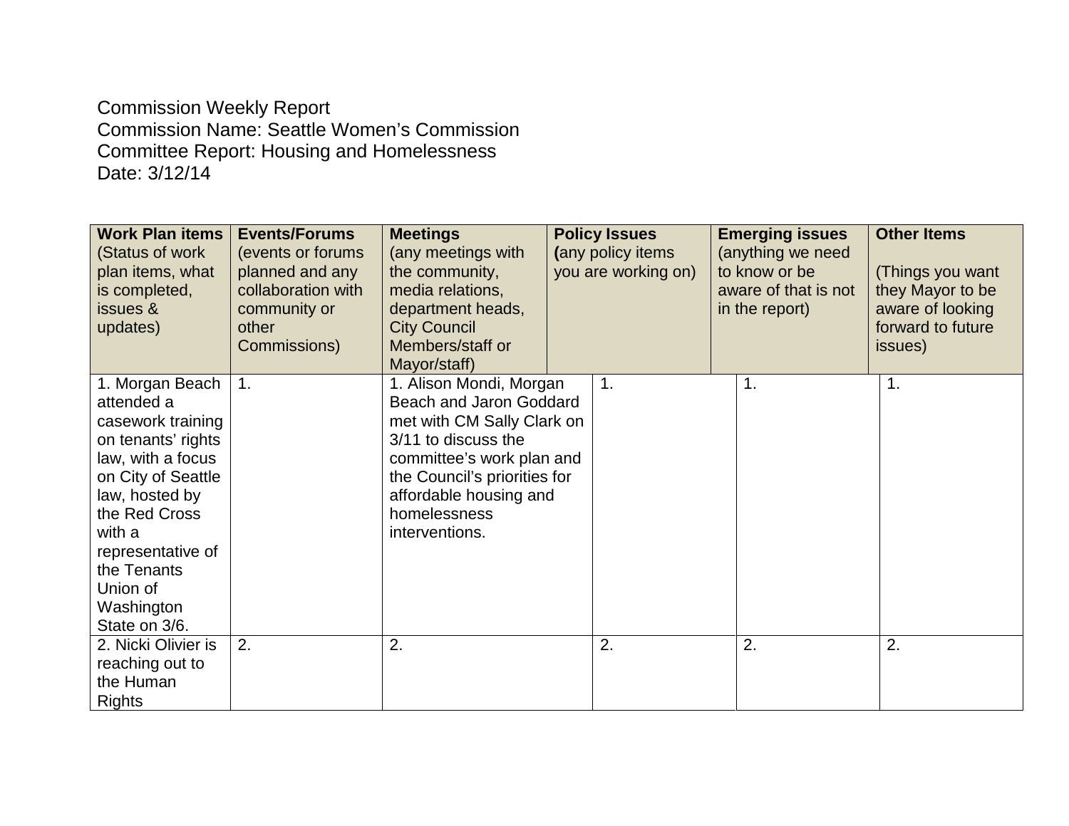Commission Weekly Report
Commission Name: Seattle Women's Commission
Committee Report: Housing and Homelessness
Date: 3/12/14

| **Work Plan items** (Status of work plan items, what is completed, issues & updates) | **Events/Forums** (events or forums planned and any collaboration with community or other Commissions) | **Meetings** (any meetings with the community, media relations, department heads, City Council Members/staff or Mayor/staff) | **Policy Issues** (any policy items you are working on) | **Emerging issues** (anything we need to know or be aware of that is not in the report) | **Other Items** (Things you want they Mayor to be aware of looking forward to future issues) |
|---|---|---|---|---|---|
| 1. Morgan Beach attended a casework training on tenants' rights law, with a focus on City of Seattle law, hosted by the Red Cross with a representative of the Tenants Union of Washington State on 3/6. | 1. | 1. Alison Mondi, Morgan Beach and Jaron Goddard met with CM Sally Clark on 3/11 to discuss the committee's work plan and the Council's priorities for affordable housing and homelessness interventions. | 1. | 1. | 1. |
| 2. Nicki Olivier is reaching out to the Human Rights | 2. | 2. | 2. | 2. | 2. |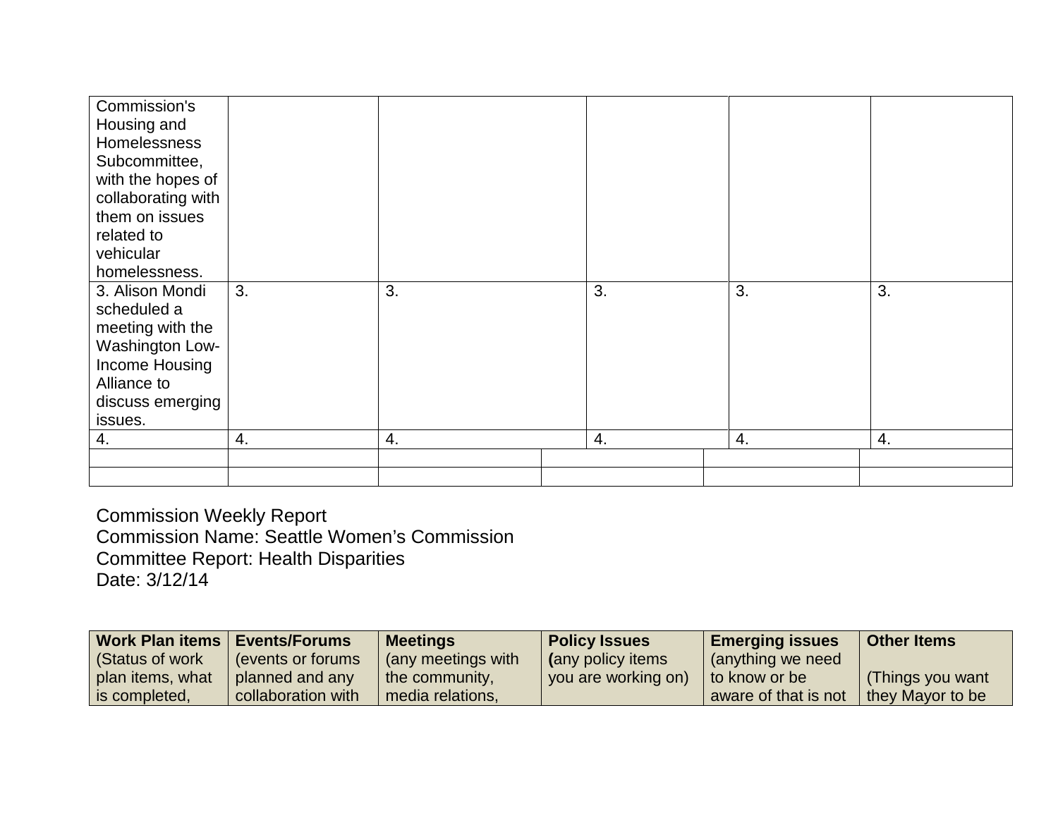| | | | | | |
|---|---|---|---|---|---|
| Commission's Housing and Homelessness Subcommittee, with the hopes of collaborating with them on issues related to vehicular homelessness. | | | | | |
| 3. Alison Mondi scheduled a meeting with the Washington Low-Income Housing Alliance to discuss emerging issues. | 3. | 3. | 3. | 3. | 3. |
| 4. | 4. | 4. | 4. | 4. | 4. |
| | | | | | |
| | | | | | |

Commission Weekly Report
Commission Name: Seattle Women's Commission
Committee Report: Health Disparities
Date: 3/12/14

| **Work Plan items** (Status of work plan items, what is completed, | **Events/Forums** (events or forums planned and any collaboration with | **Meetings** (any meetings with the community, media relations, | **Policy Issues** (any policy items you are working on) | **Emerging issues** (anything we need to know or be aware of that is not | **Other Items** (Things you want they Mayor to be |
|---|---|---|---|---|---|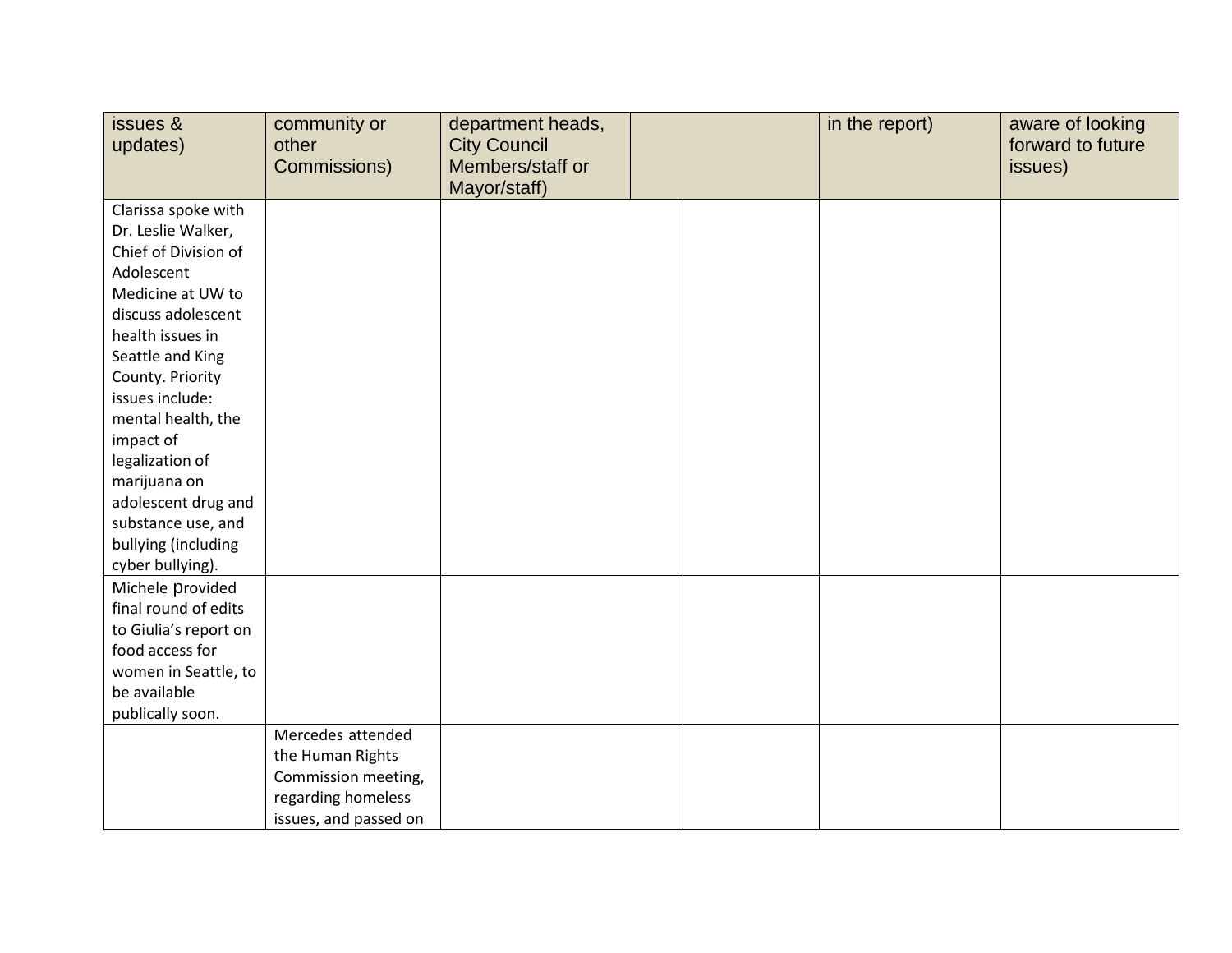| issues & updates) | community or other Commissions) | department heads, City Council Members/staff or Mayor/staff) | | in the report) | aware of looking forward to future issues) |
|---|---|---|---|---|---|
| Clarissa spoke with Dr. Leslie Walker, Chief of Division of Adolescent Medicine at UW to discuss adolescent health issues in Seattle and King County. Priority issues include: mental health, the impact of legalization of marijuana on adolescent drug and substance use, and bullying (including cyber bullying). | | | | | |
| Michele provided final round of edits to Giulia's report on food access for women in Seattle, to be available publically soon. | | | | | |
| | Mercedes attended the Human Rights Commission meeting, regarding homeless issues, and passed on | | | | |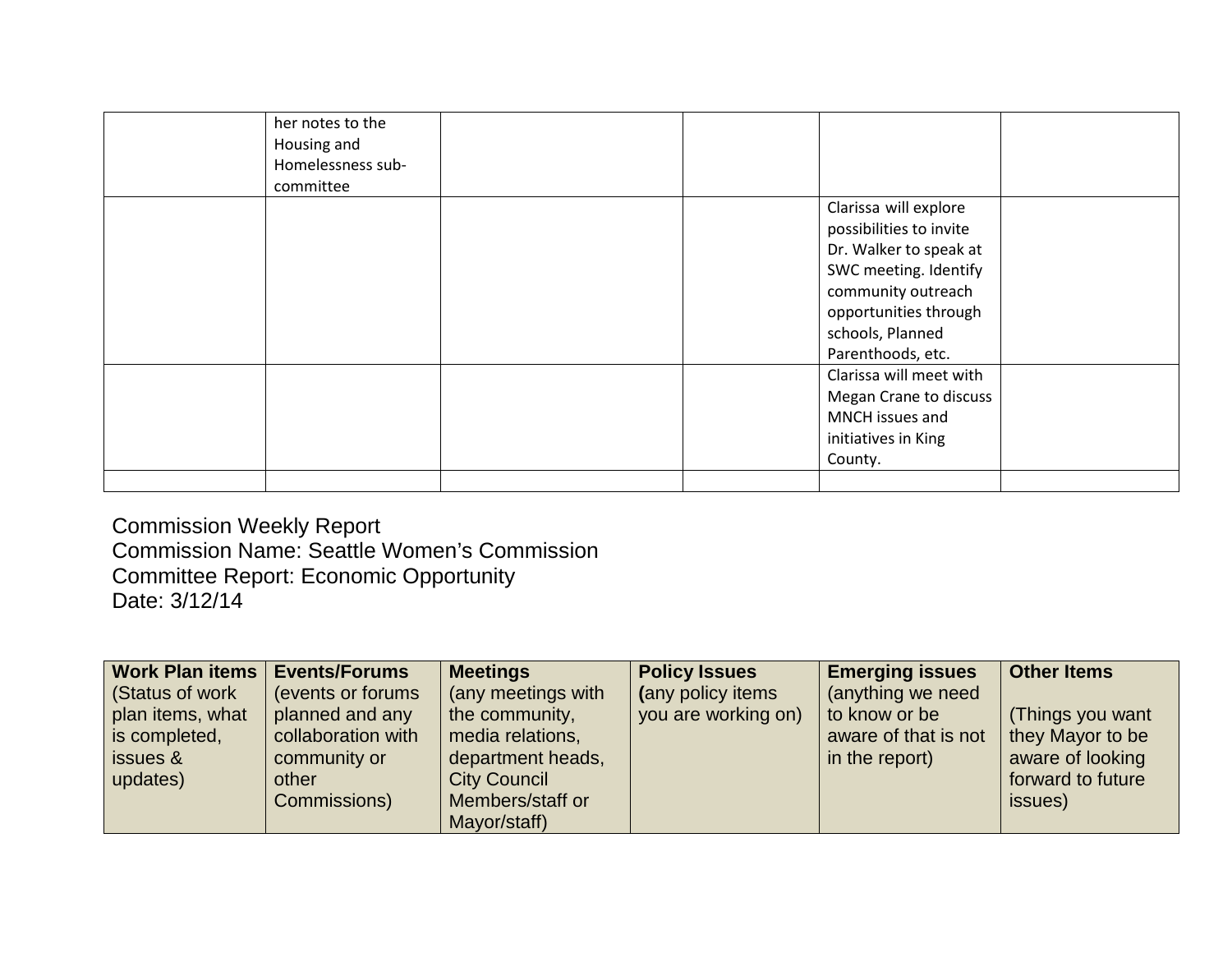|  | her notes to the Housing and Homelessness sub-committee |  |  |  |  |
|---|---|---|---|---|---|
|  |  |  |  | Clarissa will explore possibilities to invite Dr. Walker to speak at SWC meeting. Identify community outreach opportunities through schools, Planned Parenthoods, etc. |  |
|  |  |  |  | Clarissa will meet with Megan Crane to discuss MNCH issues and initiatives in King County. |  |
|  |  |  |  |  |  |

Commission Weekly Report
Commission Name: Seattle Women's Commission
Committee Report: Economic Opportunity
Date: 3/12/14

| **Work Plan items** (Status of work plan items, what is completed, issues & updates) | **Events/Forums** (events or forums planned and any collaboration with community or other Commissions) | **Meetings** (any meetings with the community, media relations, department heads, City Council Members/staff or Mayor/staff) | **Policy Issues** **(**any policy items you are working on) | **Emerging issues** (anything we need to know or be aware of that is not in the report) | **Other Items** (Things you want they Mayor to be aware of looking forward to future issues) |
|---|---|---|---|---|---|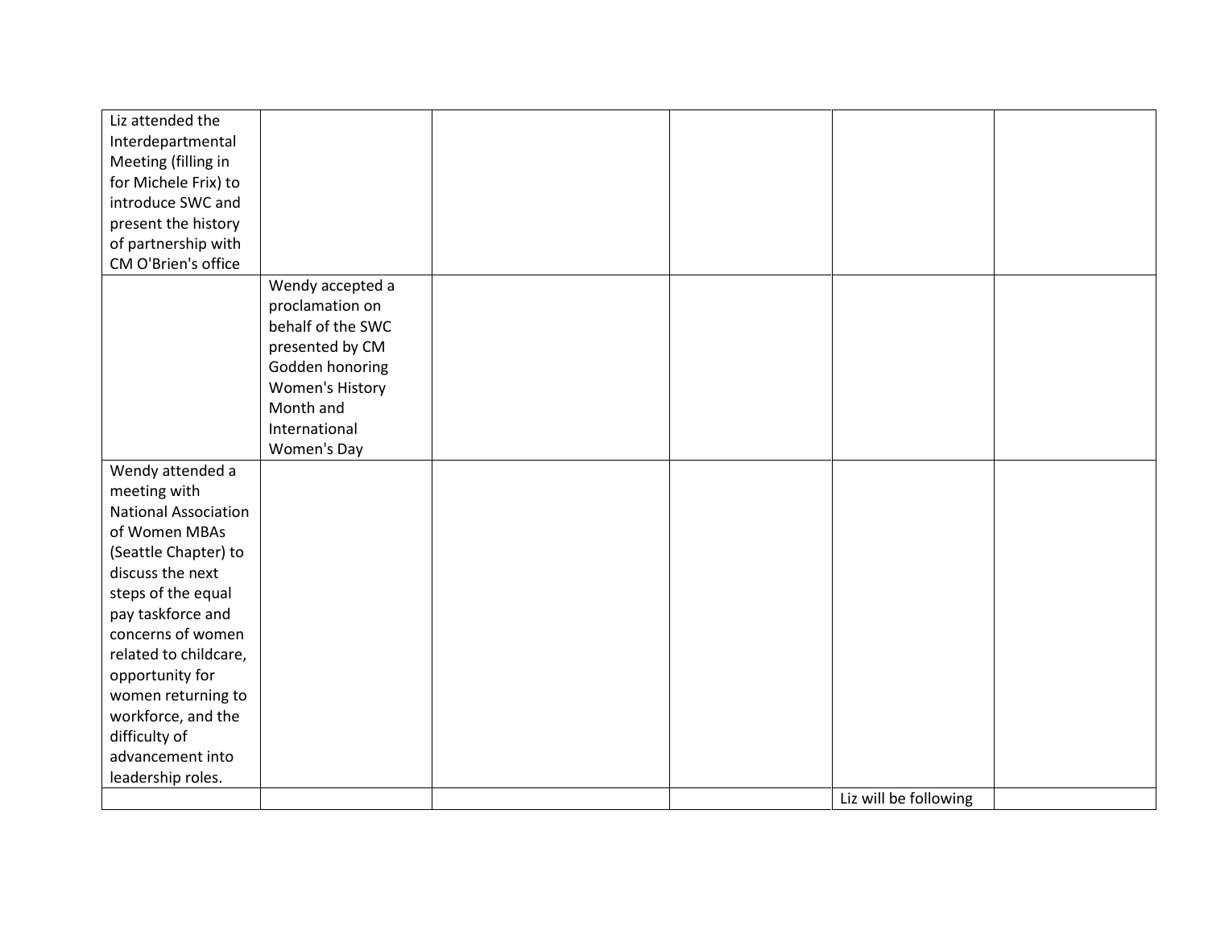| | | | | | |
|---|---|---|---|---|---|
| Liz attended the Interdepartmental Meeting (filling in for Michele Frix) to introduce SWC and present the history of partnership with CM O'Brien's office | | | | | |
| | Wendy accepted a proclamation on behalf of the SWC presented by CM Godden honoring Women's History Month and International Women's Day | | | | |
| Wendy attended a meeting with National Association of Women MBAs (Seattle Chapter) to discuss the next steps of the equal pay taskforce and concerns of women related to childcare, opportunity for women returning to workforce, and the difficulty of advancement into leadership roles. | | | | | |
| | | | | Liz will be following | |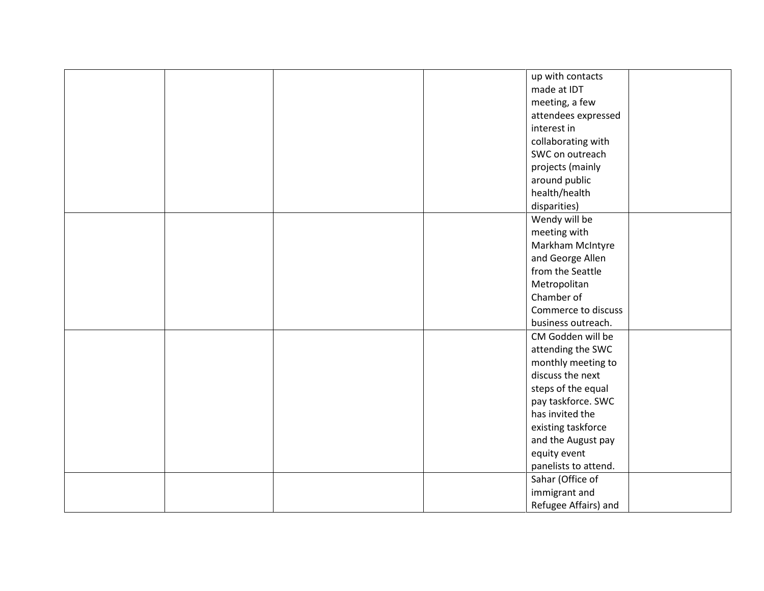| | | | | | |
|---|---|---|---|---|---|
| | | | | up with contacts made at IDT meeting, a few attendees expressed interest in collaborating with SWC on outreach projects (mainly around public health/health disparities) | |
| | | | | Wendy will be meeting with Markham McIntyre and George Allen from the Seattle Metropolitan Chamber of Commerce to discuss business outreach. | |
| | | | | CM Godden will be attending the SWC monthly meeting to discuss the next steps of the equal pay taskforce. SWC has invited the existing taskforce and the August pay equity event panelists to attend. | |
| | | | | Sahar (Office of immigrant and Refugee Affairs) and | |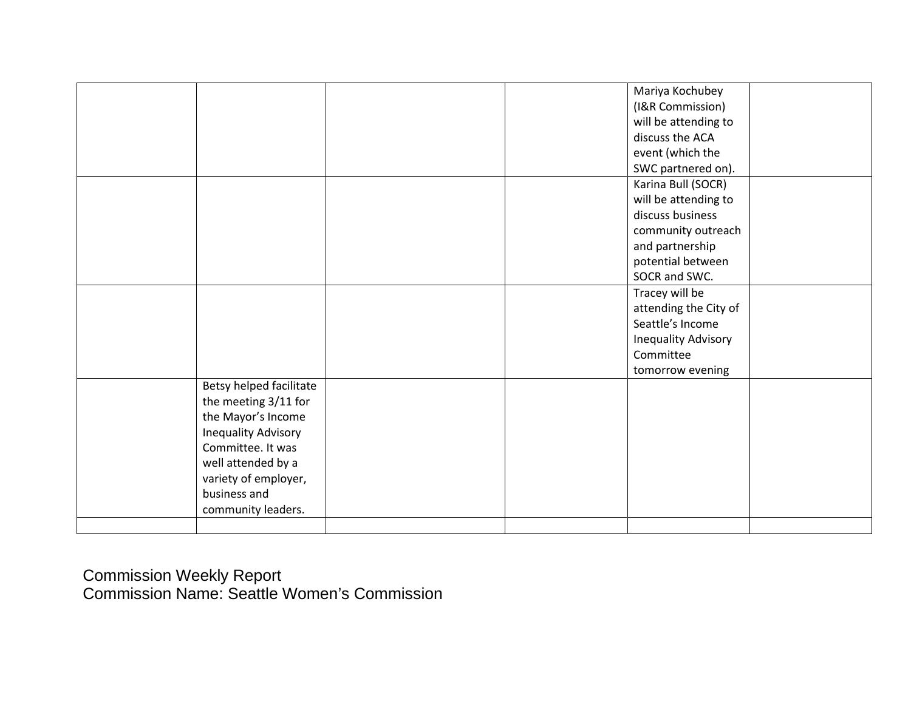| | | | | | |
|---|---|---|---|---|---|
| | | | | Mariya Kochubey (I&R Commission) will be attending to discuss the ACA event (which the SWC partnered on). | |
| | | | | Karina Bull (SOCR) will be attending to discuss business community outreach and partnership potential between SOCR and SWC. | |
| | | | | Tracey will be attending the City of Seattle's Income Inequality Advisory Committee tomorrow evening | |
| | Betsy helped facilitate the meeting 3/11 for the Mayor's Income Inequality Advisory Committee. It was well attended by a variety of employer, business and community leaders. | | | | |
| | | | | | |

Commission Weekly Report
Commission Name: Seattle Women's Commission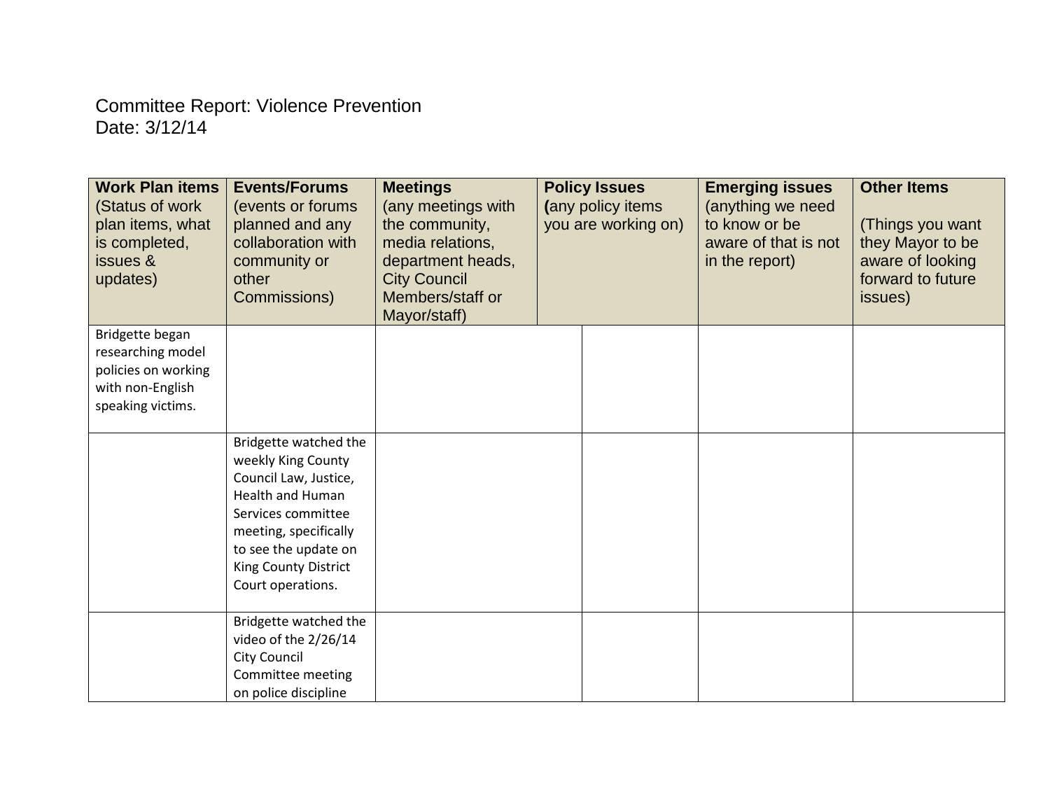Committee Report: Violence Prevention
Date: 3/12/14

| **Work Plan items** (Status of work plan items, what is completed, issues & updates) | **Events/Forums** (events or forums planned and any collaboration with community or other Commissions) | **Meetings** (any meetings with the community, media relations, department heads, City Council Members/staff or Mayor/staff) | **Policy Issues** (any policy items you are working on) | **Emerging issues** (anything we need to know or be aware of that is not in the report) | **Other Items** (Things you want they Mayor to be aware of looking forward to future issues) |
|---|---|---|---|---|---|
| Bridgette began researching model policies on working with non-English speaking victims. | | | | | |
| | Bridgette watched the weekly King County Council Law, Justice, Health and Human Services committee meeting, specifically to see the update on King County District Court operations. | | | | |
| | Bridgette watched the video of the 2/26/14 City Council Committee meeting on police discipline | | | | |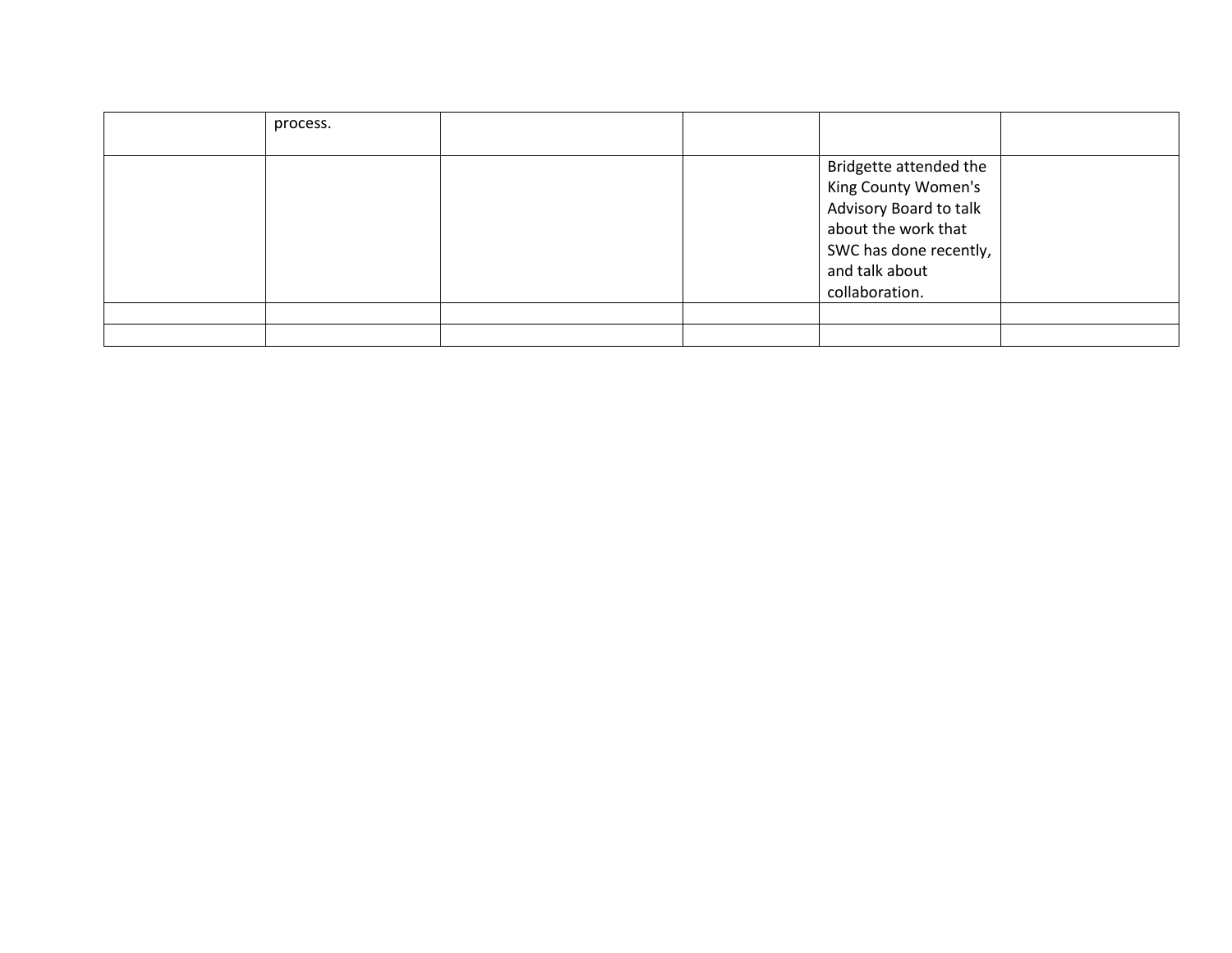| | | | | | |
|---|---|---|---|---|---|
| | process. | | | | |
| | | | | Bridgette attended the King County Women's Advisory Board to talk about the work that SWC has done recently, and talk about collaboration. | |
| | | | | | |
| | | | | | |